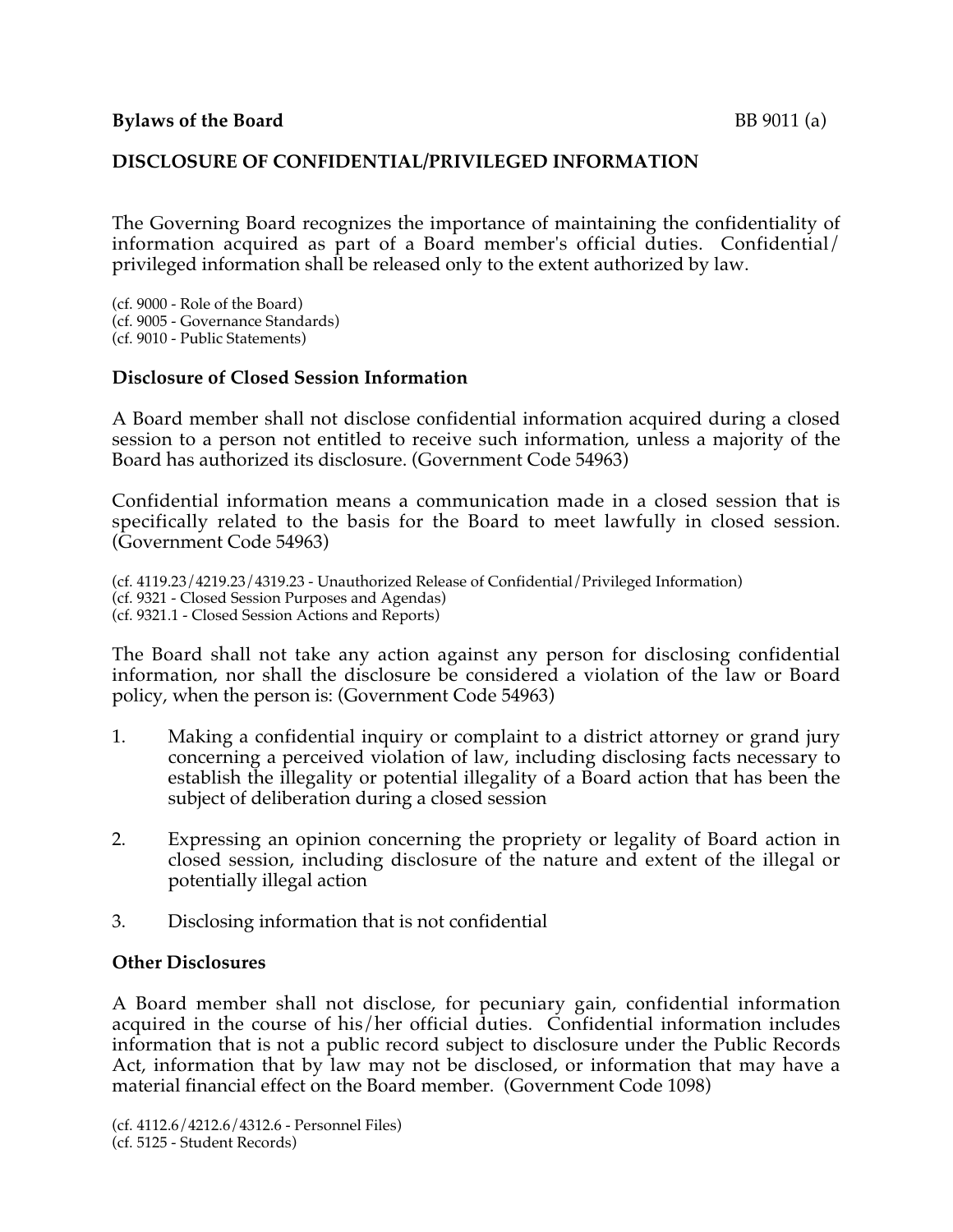**Bylaws of the Board** BB 9011 (a)

**DISCLOSURE OF CONFIDENTIAL/PRIVILEGED INFORMATION**

The Governing Board recognizes the importance of maintaining the confidentiality of information acquired as part of a Board member's official duties. Confidential/ privileged information shall be released only to the extent authorized by law.

(cf. 9000 - Role of the Board)
(cf. 9005 - Governance Standards)
(cf. 9010 - Public Statements)

**Disclosure of Closed Session Information**

A Board member shall not disclose confidential information acquired during a closed session to a person not entitled to receive such information, unless a majority of the Board has authorized its disclosure. (Government Code 54963)

Confidential information means a communication made in a closed session that is specifically related to the basis for the Board to meet lawfully in closed session. (Government Code 54963)

(cf. 4119.23/4219.23/4319.23 - Unauthorized Release of Confidential/Privileged Information)
(cf. 9321 - Closed Session Purposes and Agendas)
(cf. 9321.1 - Closed Session Actions and Reports)

The Board shall not take any action against any person for disclosing confidential information, nor shall the disclosure be considered a violation of the law or Board policy, when the person is: (Government Code 54963)

1. Making a confidential inquiry or complaint to a district attorney or grand jury concerning a perceived violation of law, including disclosing facts necessary to establish the illegality or potential illegality of a Board action that has been the subject of deliberation during a closed session

2. Expressing an opinion concerning the propriety or legality of Board action in closed session, including disclosure of the nature and extent of the illegal or potentially illegal action

3. Disclosing information that is not confidential

**Other Disclosures**

A Board member shall not disclose, for pecuniary gain, confidential information acquired in the course of his/her official duties. Confidential information includes information that is not a public record subject to disclosure under the Public Records Act, information that by law may not be disclosed, or information that may have a material financial effect on the Board member. (Government Code 1098)

(cf. 4112.6/4212.6/4312.6 - Personnel Files)
(cf. 5125 - Student Records)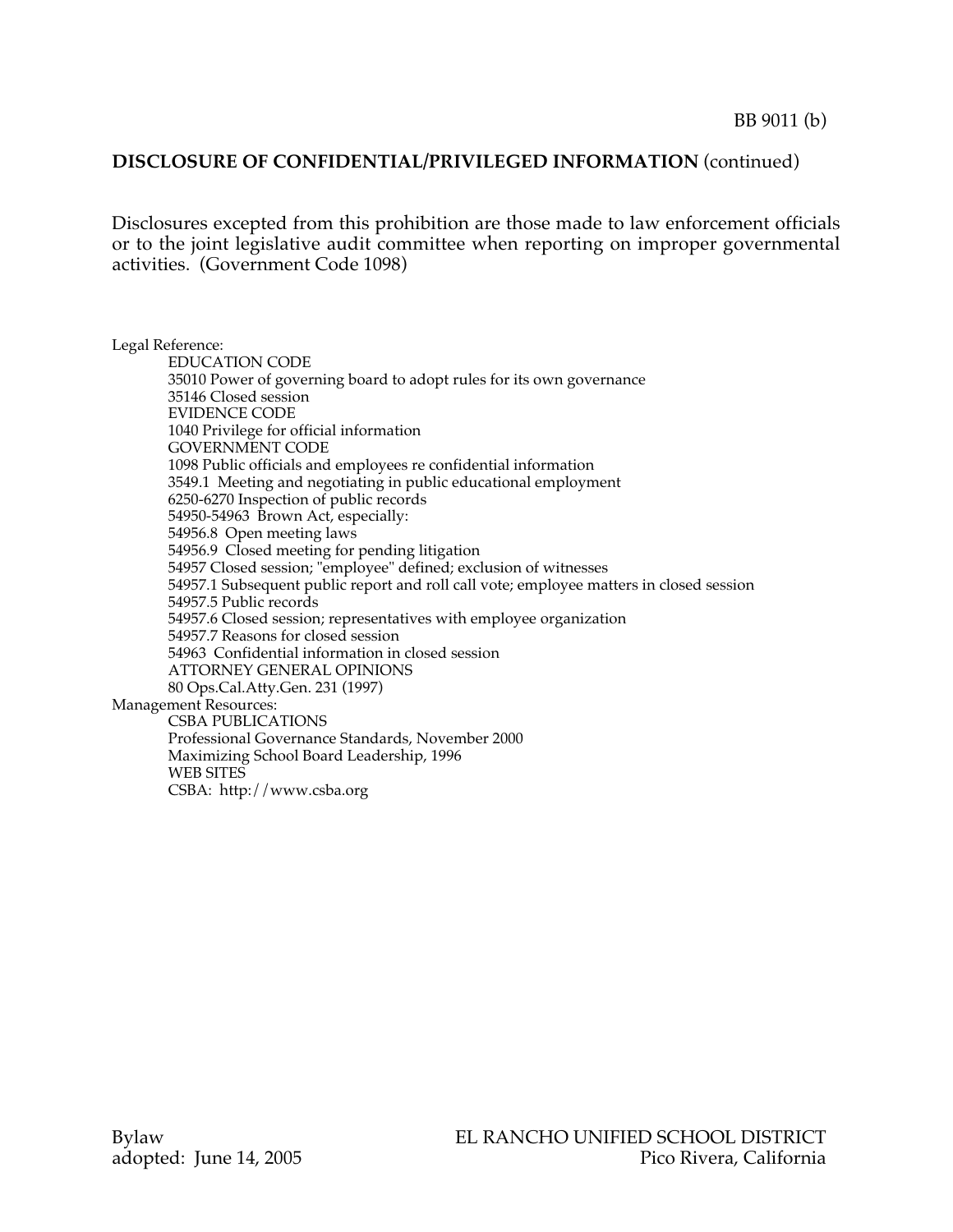**DISCLOSURE OF CONFIDENTIAL/PRIVILEGED INFORMATION** (continued)

Disclosures excepted from this prohibition are those made to law enforcement officials or to the joint legislative audit committee when reporting on improper governmental activities. (Government Code 1098)

Legal Reference:

EDUCATION CODE
35010 Power of governing board to adopt rules for its own governance
35146 Closed session
EVIDENCE CODE
1040 Privilege for official information
GOVERNMENT CODE
1098 Public officials and employees re confidential information
3549.1 Meeting and negotiating in public educational employment
6250-6270 Inspection of public records
54950-54963 Brown Act, especially:
54956.8 Open meeting laws
54956.9 Closed meeting for pending litigation
54957 Closed session; "employee" defined; exclusion of witnesses
54957.1 Subsequent public report and roll call vote; employee matters in closed session
54957.5 Public records
54957.6 Closed session; representatives with employee organization
54957.7 Reasons for closed session
54963 Confidential information in closed session
ATTORNEY GENERAL OPINIONS
80 Ops.Cal.Atty.Gen. 231 (1997)

Management Resources:

CSBA PUBLICATIONS
Professional Governance Standards, November 2000
Maximizing School Board Leadership, 1996
WEB SITES
CSBA: http://www.csba.org

Bylaw
adopted: June 14, 2005

EL RANCHO UNIFIED SCHOOL DISTRICT
Pico Rivera, California